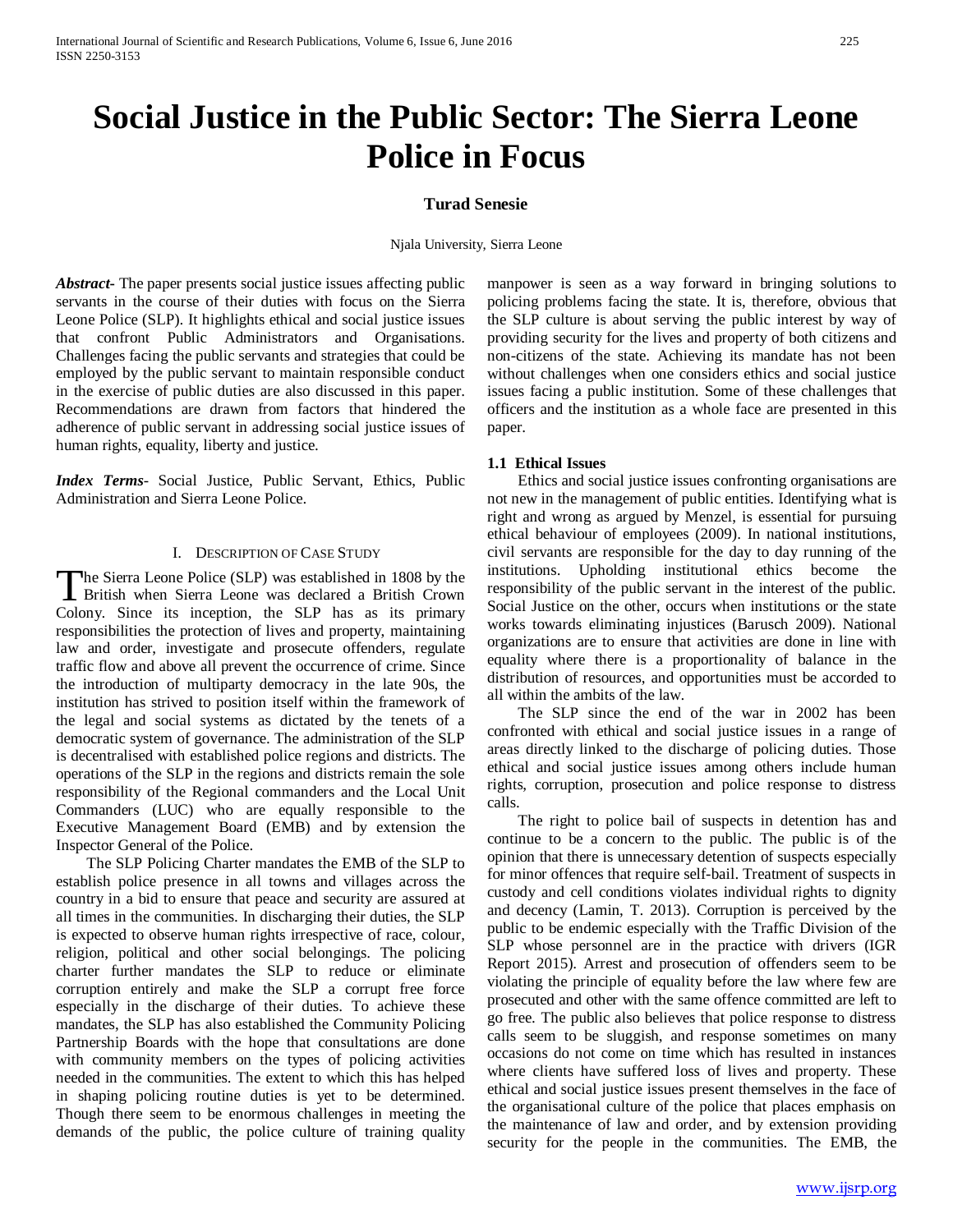# Social Justice in the Public Sector: The Sierra Leone Police in Focus

**Turad Senesie**

Njala University, Sierra Leone

***Abstract*-** The paper presents social justice issues affecting public servants in the course of their duties with focus on the Sierra Leone Police (SLP). It highlights ethical and social justice issues that confront Public Administrators and Organisations. Challenges facing the public servants and strategies that could be employed by the public servant to maintain responsible conduct in the exercise of public duties are also discussed in this paper. Recommendations are drawn from factors that hindered the adherence of public servant in addressing social justice issues of human rights, equality, liberty and justice.

***Index Terms*-** Social Justice, Public Servant, Ethics, Public Administration and Sierra Leone Police.

## I. Description of Case Study

The Sierra Leone Police (SLP) was established in 1808 by the British when Sierra Leone was declared a British Crown Colony. Since its inception, the SLP has as its primary responsibilities the protection of lives and property, maintaining law and order, investigate and prosecute offenders, regulate traffic flow and above all prevent the occurrence of crime. Since the introduction of multiparty democracy in the late 90s, the institution has strived to position itself within the framework of the legal and social systems as dictated by the tenets of a democratic system of governance. The administration of the SLP is decentralised with established police regions and districts. The operations of the SLP in the regions and districts remain the sole responsibility of the Regional commanders and the Local Unit Commanders (LUC) who are equally responsible to the Executive Management Board (EMB) and by extension the Inspector General of the Police.

The SLP Policing Charter mandates the EMB of the SLP to establish police presence in all towns and villages across the country in a bid to ensure that peace and security are assured at all times in the communities. In discharging their duties, the SLP is expected to observe human rights irrespective of race, colour, religion, political and other social belongings. The policing charter further mandates the SLP to reduce or eliminate corruption entirely and make the SLP a corrupt free force especially in the discharge of their duties. To achieve these mandates, the SLP has also established the Community Policing Partnership Boards with the hope that consultations are done with community members on the types of policing activities needed in the communities. The extent to which this has helped in shaping policing routine duties is yet to be determined. Though there seem to be enormous challenges in meeting the demands of the public, the police culture of training quality manpower is seen as a way forward in bringing solutions to policing problems facing the state. It is, therefore, obvious that the SLP culture is about serving the public interest by way of providing security for the lives and property of both citizens and non-citizens of the state. Achieving its mandate has not been without challenges when one considers ethics and social justice issues facing a public institution. Some of these challenges that officers and the institution as a whole face are presented in this paper.

### 1.1 Ethical Issues

Ethics and social justice issues confronting organisations are not new in the management of public entities. Identifying what is right and wrong as argued by Menzel, is essential for pursuing ethical behaviour of employees (2009). In national institutions, civil servants are responsible for the day to day running of the institutions. Upholding institutional ethics become the responsibility of the public servant in the interest of the public. Social Justice on the other, occurs when institutions or the state works towards eliminating injustices (Barusch 2009). National organizations are to ensure that activities are done in line with equality where there is a proportionality of balance in the distribution of resources, and opportunities must be accorded to all within the ambits of the law.

The SLP since the end of the war in 2002 has been confronted with ethical and social justice issues in a range of areas directly linked to the discharge of policing duties. Those ethical and social justice issues among others include human rights, corruption, prosecution and police response to distress calls.

The right to police bail of suspects in detention has and continue to be a concern to the public. The public is of the opinion that there is unnecessary detention of suspects especially for minor offences that require self-bail. Treatment of suspects in custody and cell conditions violates individual rights to dignity and decency (Lamin, T. 2013). Corruption is perceived by the public to be endemic especially with the Traffic Division of the SLP whose personnel are in the practice with drivers (IGR Report 2015). Arrest and prosecution of offenders seem to be violating the principle of equality before the law where few are prosecuted and other with the same offence committed are left to go free. The public also believes that police response to distress calls seem to be sluggish, and response sometimes on many occasions do not come on time which has resulted in instances where clients have suffered loss of lives and property. These ethical and social justice issues present themselves in the face of the organisational culture of the police that places emphasis on the maintenance of law and order, and by extension providing security for the people in the communities. The EMB, the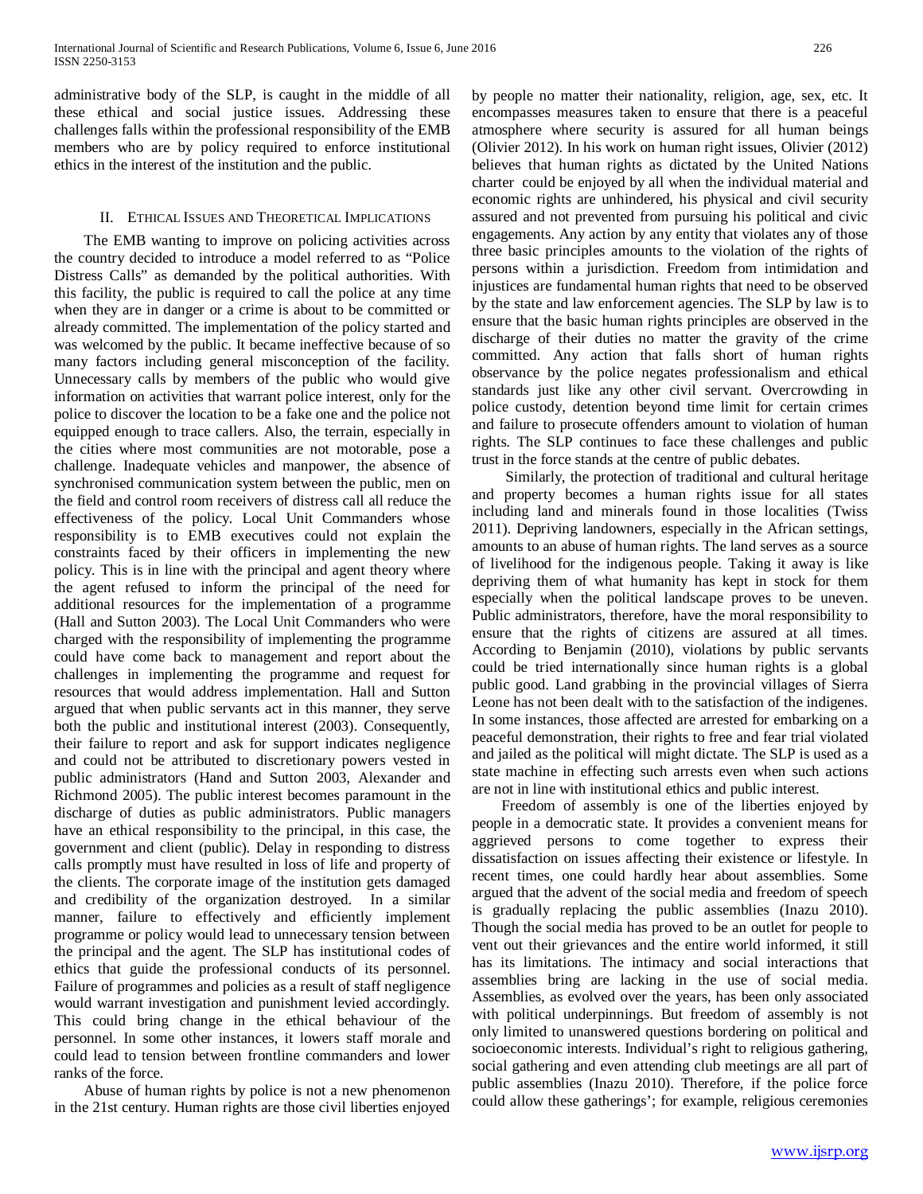administrative body of the SLP, is caught in the middle of all these ethical and social justice issues. Addressing these challenges falls within the professional responsibility of the EMB members who are by policy required to enforce institutional ethics in the interest of the institution and the public.

## II. Ethical Issues and Theoretical Implications

The EMB wanting to improve on policing activities across the country decided to introduce a model referred to as "Police Distress Calls" as demanded by the political authorities. With this facility, the public is required to call the police at any time when they are in danger or a crime is about to be committed or already committed. The implementation of the policy started and was welcomed by the public. It became ineffective because of so many factors including general misconception of the facility. Unnecessary calls by members of the public who would give information on activities that warrant police interest, only for the police to discover the location to be a fake one and the police not equipped enough to trace callers. Also, the terrain, especially in the cities where most communities are not motorable, pose a challenge. Inadequate vehicles and manpower, the absence of synchronised communication system between the public, men on the field and control room receivers of distress call all reduce the effectiveness of the policy. Local Unit Commanders whose responsibility is to EMB executives could not explain the constraints faced by their officers in implementing the new policy. This is in line with the principal and agent theory where the agent refused to inform the principal of the need for additional resources for the implementation of a programme (Hall and Sutton 2003). The Local Unit Commanders who were charged with the responsibility of implementing the programme could have come back to management and report about the challenges in implementing the programme and request for resources that would address implementation. Hall and Sutton argued that when public servants act in this manner, they serve both the public and institutional interest (2003). Consequently, their failure to report and ask for support indicates negligence and could not be attributed to discretionary powers vested in public administrators (Hand and Sutton 2003, Alexander and Richmond 2005). The public interest becomes paramount in the discharge of duties as public administrators. Public managers have an ethical responsibility to the principal, in this case, the government and client (public). Delay in responding to distress calls promptly must have resulted in loss of life and property of the clients. The corporate image of the institution gets damaged and credibility of the organization destroyed. In a similar manner, failure to effectively and efficiently implement programme or policy would lead to unnecessary tension between the principal and the agent. The SLP has institutional codes of ethics that guide the professional conducts of its personnel. Failure of programmes and policies as a result of staff negligence would warrant investigation and punishment levied accordingly. This could bring change in the ethical behaviour of the personnel. In some other instances, it lowers staff morale and could lead to tension between frontline commanders and lower ranks of the force.

Abuse of human rights by police is not a new phenomenon in the 21st century. Human rights are those civil liberties enjoyed by people no matter their nationality, religion, age, sex, etc. It encompasses measures taken to ensure that there is a peaceful atmosphere where security is assured for all human beings (Olivier 2012). In his work on human right issues, Olivier (2012) believes that human rights as dictated by the United Nations charter could be enjoyed by all when the individual material and economic rights are unhindered, his physical and civil security assured and not prevented from pursuing his political and civic engagements. Any action by any entity that violates any of those three basic principles amounts to the violation of the rights of persons within a jurisdiction. Freedom from intimidation and injustices are fundamental human rights that need to be observed by the state and law enforcement agencies. The SLP by law is to ensure that the basic human rights principles are observed in the discharge of their duties no matter the gravity of the crime committed. Any action that falls short of human rights observance by the police negates professionalism and ethical standards just like any other civil servant. Overcrowding in police custody, detention beyond time limit for certain crimes and failure to prosecute offenders amount to violation of human rights. The SLP continues to face these challenges and public trust in the force stands at the centre of public debates.

Similarly, the protection of traditional and cultural heritage and property becomes a human rights issue for all states including land and minerals found in those localities (Twiss 2011). Depriving landowners, especially in the African settings, amounts to an abuse of human rights. The land serves as a source of livelihood for the indigenous people. Taking it away is like depriving them of what humanity has kept in stock for them especially when the political landscape proves to be uneven. Public administrators, therefore, have the moral responsibility to ensure that the rights of citizens are assured at all times. According to Benjamin (2010), violations by public servants could be tried internationally since human rights is a global public good. Land grabbing in the provincial villages of Sierra Leone has not been dealt with to the satisfaction of the indigenes. In some instances, those affected are arrested for embarking on a peaceful demonstration, their rights to free and fear trial violated and jailed as the political will might dictate. The SLP is used as a state machine in effecting such arrests even when such actions are not in line with institutional ethics and public interest.

Freedom of assembly is one of the liberties enjoyed by people in a democratic state. It provides a convenient means for aggrieved persons to come together to express their dissatisfaction on issues affecting their existence or lifestyle. In recent times, one could hardly hear about assemblies. Some argued that the advent of the social media and freedom of speech is gradually replacing the public assemblies (Inazu 2010). Though the social media has proved to be an outlet for people to vent out their grievances and the entire world informed, it still has its limitations. The intimacy and social interactions that assemblies bring are lacking in the use of social media. Assemblies, as evolved over the years, has been only associated with political underpinnings. But freedom of assembly is not only limited to unanswered questions bordering on political and socioeconomic interests. Individual's right to religious gathering, social gathering and even attending club meetings are all part of public assemblies (Inazu 2010). Therefore, if the police force could allow these gatherings'; for example, religious ceremonies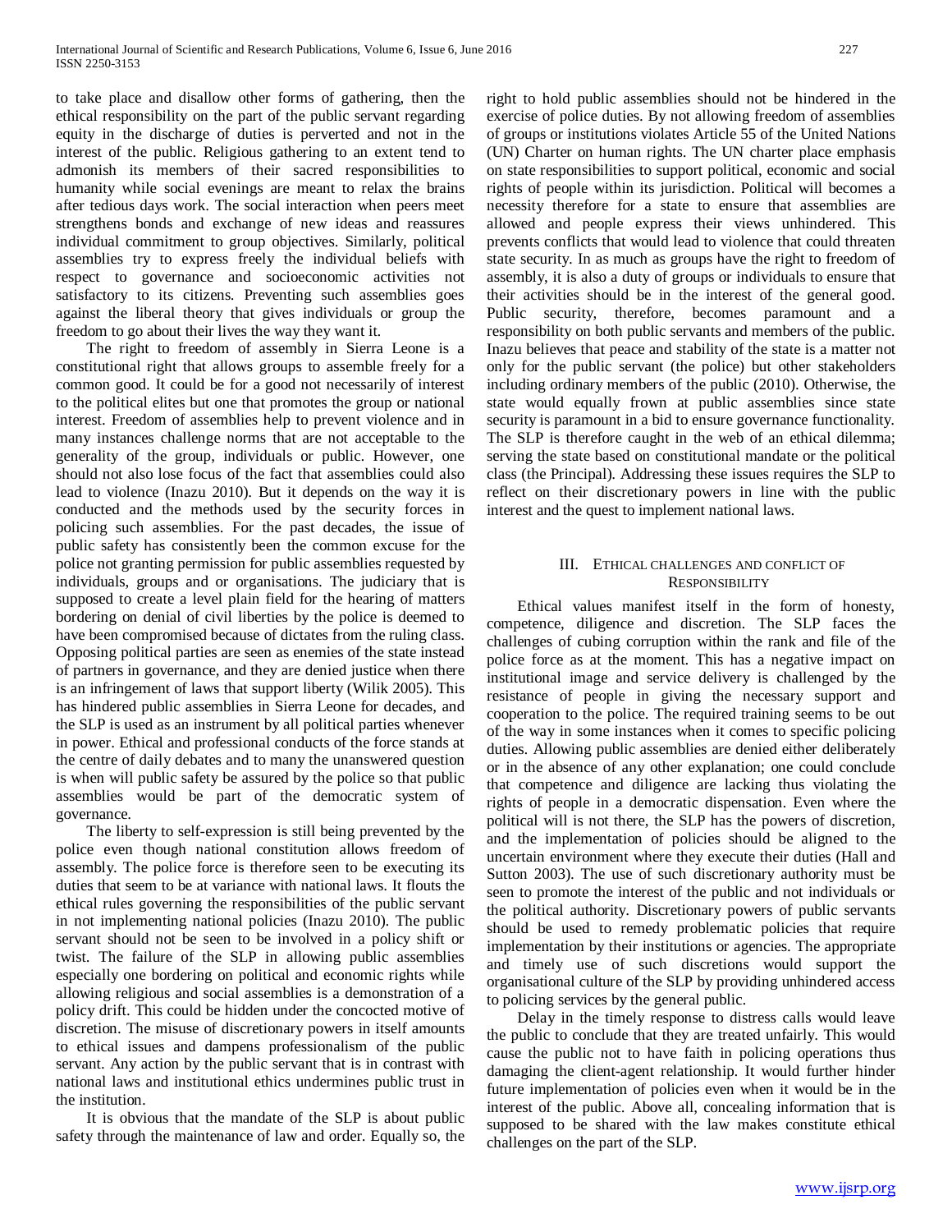to take place and disallow other forms of gathering, then the ethical responsibility on the part of the public servant regarding equity in the discharge of duties is perverted and not in the interest of the public. Religious gathering to an extent tend to admonish its members of their sacred responsibilities to humanity while social evenings are meant to relax the brains after tedious days work. The social interaction when peers meet strengthens bonds and exchange of new ideas and reassures individual commitment to group objectives. Similarly, political assemblies try to express freely the individual beliefs with respect to governance and socioeconomic activities not satisfactory to its citizens. Preventing such assemblies goes against the liberal theory that gives individuals or group the freedom to go about their lives the way they want it.

The right to freedom of assembly in Sierra Leone is a constitutional right that allows groups to assemble freely for a common good. It could be for a good not necessarily of interest to the political elites but one that promotes the group or national interest. Freedom of assemblies help to prevent violence and in many instances challenge norms that are not acceptable to the generality of the group, individuals or public. However, one should not also lose focus of the fact that assemblies could also lead to violence (Inazu 2010). But it depends on the way it is conducted and the methods used by the security forces in policing such assemblies. For the past decades, the issue of public safety has consistently been the common excuse for the police not granting permission for public assemblies requested by individuals, groups and or organisations. The judiciary that is supposed to create a level plain field for the hearing of matters bordering on denial of civil liberties by the police is deemed to have been compromised because of dictates from the ruling class. Opposing political parties are seen as enemies of the state instead of partners in governance, and they are denied justice when there is an infringement of laws that support liberty (Wilik 2005). This has hindered public assemblies in Sierra Leone for decades, and the SLP is used as an instrument by all political parties whenever in power. Ethical and professional conducts of the force stands at the centre of daily debates and to many the unanswered question is when will public safety be assured by the police so that public assemblies would be part of the democratic system of governance.

The liberty to self-expression is still being prevented by the police even though national constitution allows freedom of assembly. The police force is therefore seen to be executing its duties that seem to be at variance with national laws. It flouts the ethical rules governing the responsibilities of the public servant in not implementing national policies (Inazu 2010). The public servant should not be seen to be involved in a policy shift or twist. The failure of the SLP in allowing public assemblies especially one bordering on political and economic rights while allowing religious and social assemblies is a demonstration of a policy drift. This could be hidden under the concocted motive of discretion. The misuse of discretionary powers in itself amounts to ethical issues and dampens professionalism of the public servant. Any action by the public servant that is in contrast with national laws and institutional ethics undermines public trust in the institution.

It is obvious that the mandate of the SLP is about public safety through the maintenance of law and order. Equally so, the right to hold public assemblies should not be hindered in the exercise of police duties. By not allowing freedom of assemblies of groups or institutions violates Article 55 of the United Nations (UN) Charter on human rights. The UN charter place emphasis on state responsibilities to support political, economic and social rights of people within its jurisdiction. Political will becomes a necessity therefore for a state to ensure that assemblies are allowed and people express their views unhindered. This prevents conflicts that would lead to violence that could threaten state security. In as much as groups have the right to freedom of assembly, it is also a duty of groups or individuals to ensure that their activities should be in the interest of the general good. Public security, therefore, becomes paramount and a responsibility on both public servants and members of the public. Inazu believes that peace and stability of the state is a matter not only for the public servant (the police) but other stakeholders including ordinary members of the public (2010). Otherwise, the state would equally frown at public assemblies since state security is paramount in a bid to ensure governance functionality. The SLP is therefore caught in the web of an ethical dilemma; serving the state based on constitutional mandate or the political class (the Principal). Addressing these issues requires the SLP to reflect on their discretionary powers in line with the public interest and the quest to implement national laws.

## III. Ethical challenges and conflict of Responsibility

Ethical values manifest itself in the form of honesty, competence, diligence and discretion. The SLP faces the challenges of cubing corruption within the rank and file of the police force as at the moment. This has a negative impact on institutional image and service delivery is challenged by the resistance of people in giving the necessary support and cooperation to the police. The required training seems to be out of the way in some instances when it comes to specific policing duties. Allowing public assemblies are denied either deliberately or in the absence of any other explanation; one could conclude that competence and diligence are lacking thus violating the rights of people in a democratic dispensation. Even where the political will is not there, the SLP has the powers of discretion, and the implementation of policies should be aligned to the uncertain environment where they execute their duties (Hall and Sutton 2003). The use of such discretionary authority must be seen to promote the interest of the public and not individuals or the political authority. Discretionary powers of public servants should be used to remedy problematic policies that require implementation by their institutions or agencies. The appropriate and timely use of such discretions would support the organisational culture of the SLP by providing unhindered access to policing services by the general public.

Delay in the timely response to distress calls would leave the public to conclude that they are treated unfairly. This would cause the public not to have faith in policing operations thus damaging the client-agent relationship. It would further hinder future implementation of policies even when it would be in the interest of the public. Above all, concealing information that is supposed to be shared with the law makes constitute ethical challenges on the part of the SLP.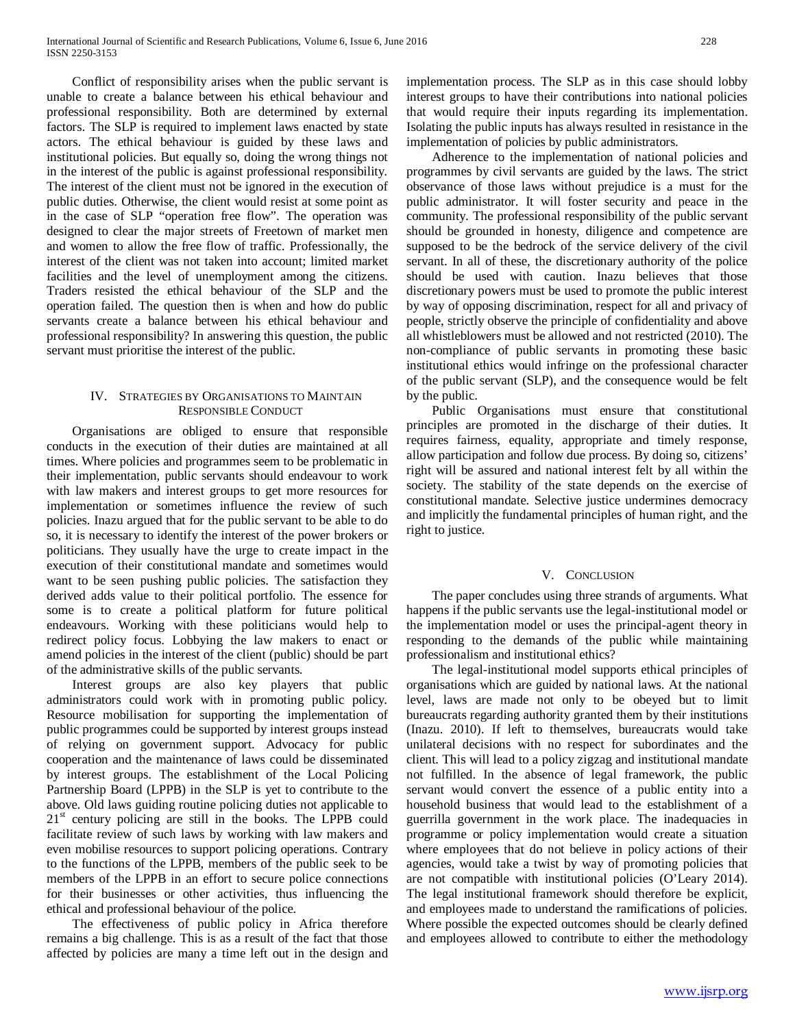Conflict of responsibility arises when the public servant is unable to create a balance between his ethical behaviour and professional responsibility. Both are determined by external factors. The SLP is required to implement laws enacted by state actors. The ethical behaviour is guided by these laws and institutional policies. But equally so, doing the wrong things not in the interest of the public is against professional responsibility. The interest of the client must not be ignored in the execution of public duties. Otherwise, the client would resist at some point as in the case of SLP "operation free flow". The operation was designed to clear the major streets of Freetown of market men and women to allow the free flow of traffic. Professionally, the interest of the client was not taken into account; limited market facilities and the level of unemployment among the citizens. Traders resisted the ethical behaviour of the SLP and the operation failed. The question then is when and how do public servants create a balance between his ethical behaviour and professional responsibility? In answering this question, the public servant must prioritise the interest of the public.

## IV. Strategies by Organisations to Maintain Responsible Conduct

Organisations are obliged to ensure that responsible conducts in the execution of their duties are maintained at all times. Where policies and programmes seem to be problematic in their implementation, public servants should endeavour to work with law makers and interest groups to get more resources for implementation or sometimes influence the review of such policies. Inazu argued that for the public servant to be able to do so, it is necessary to identify the interest of the power brokers or politicians. They usually have the urge to create impact in the execution of their constitutional mandate and sometimes would want to be seen pushing public policies. The satisfaction they derived adds value to their political portfolio. The essence for some is to create a political platform for future political endeavours. Working with these politicians would help to redirect policy focus. Lobbying the law makers to enact or amend policies in the interest of the client (public) should be part of the administrative skills of the public servants.

Interest groups are also key players that public administrators could work with in promoting public policy. Resource mobilisation for supporting the implementation of public programmes could be supported by interest groups instead of relying on government support. Advocacy for public cooperation and the maintenance of laws could be disseminated by interest groups. The establishment of the Local Policing Partnership Board (LPPB) in the SLP is yet to contribute to the above. Old laws guiding routine policing duties not applicable to 21st century policing are still in the books. The LPPB could facilitate review of such laws by working with law makers and even mobilise resources to support policing operations. Contrary to the functions of the LPPB, members of the public seek to be members of the LPPB in an effort to secure police connections for their businesses or other activities, thus influencing the ethical and professional behaviour of the police.

The effectiveness of public policy in Africa therefore remains a big challenge. This is as a result of the fact that those affected by policies are many a time left out in the design and implementation process. The SLP as in this case should lobby interest groups to have their contributions into national policies that would require their inputs regarding its implementation. Isolating the public inputs has always resulted in resistance in the implementation of policies by public administrators.

Adherence to the implementation of national policies and programmes by civil servants are guided by the laws. The strict observance of those laws without prejudice is a must for the public administrator. It will foster security and peace in the community. The professional responsibility of the public servant should be grounded in honesty, diligence and competence are supposed to be the bedrock of the service delivery of the civil servant. In all of these, the discretionary authority of the police should be used with caution. Inazu believes that those discretionary powers must be used to promote the public interest by way of opposing discrimination, respect for all and privacy of people, strictly observe the principle of confidentiality and above all whistleblowers must be allowed and not restricted (2010). The non-compliance of public servants in promoting these basic institutional ethics would infringe on the professional character of the public servant (SLP), and the consequence would be felt by the public.

Public Organisations must ensure that constitutional principles are promoted in the discharge of their duties. It requires fairness, equality, appropriate and timely response, allow participation and follow due process. By doing so, citizens' right will be assured and national interest felt by all within the society. The stability of the state depends on the exercise of constitutional mandate. Selective justice undermines democracy and implicitly the fundamental principles of human right, and the right to justice.

## V. Conclusion

The paper concludes using three strands of arguments. What happens if the public servants use the legal-institutional model or the implementation model or uses the principal-agent theory in responding to the demands of the public while maintaining professionalism and institutional ethics?

The legal-institutional model supports ethical principles of organisations which are guided by national laws. At the national level, laws are made not only to be obeyed but to limit bureaucrats regarding authority granted them by their institutions (Inazu. 2010). If left to themselves, bureaucrats would take unilateral decisions with no respect for subordinates and the client. This will lead to a policy zigzag and institutional mandate not fulfilled. In the absence of legal framework, the public servant would convert the essence of a public entity into a household business that would lead to the establishment of a guerrilla government in the work place. The inadequacies in programme or policy implementation would create a situation where employees that do not believe in policy actions of their agencies, would take a twist by way of promoting policies that are not compatible with institutional policies (O'Leary 2014). The legal institutional framework should therefore be explicit, and employees made to understand the ramifications of policies. Where possible the expected outcomes should be clearly defined and employees allowed to contribute to either the methodology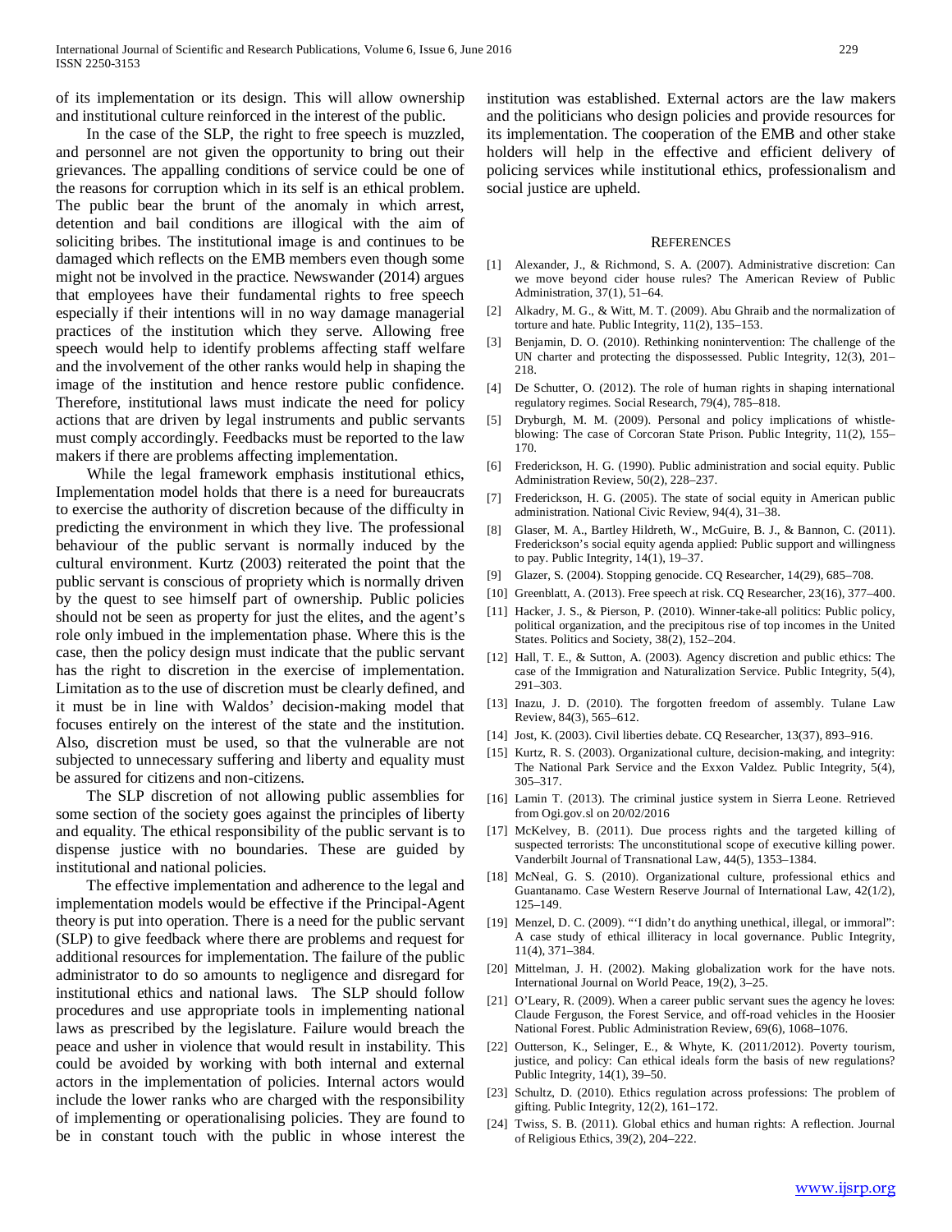of its implementation or its design. This will allow ownership and institutional culture reinforced in the interest of the public.

In the case of the SLP, the right to free speech is muzzled, and personnel are not given the opportunity to bring out their grievances. The appalling conditions of service could be one of the reasons for corruption which in its self is an ethical problem. The public bear the brunt of the anomaly in which arrest, detention and bail conditions are illogical with the aim of soliciting bribes. The institutional image is and continues to be damaged which reflects on the EMB members even though some might not be involved in the practice. Newswander (2014) argues that employees have their fundamental rights to free speech especially if their intentions will in no way damage managerial practices of the institution which they serve. Allowing free speech would help to identify problems affecting staff welfare and the involvement of the other ranks would help in shaping the image of the institution and hence restore public confidence. Therefore, institutional laws must indicate the need for policy actions that are driven by legal instruments and public servants must comply accordingly. Feedbacks must be reported to the law makers if there are problems affecting implementation.

While the legal framework emphasis institutional ethics, Implementation model holds that there is a need for bureaucrats to exercise the authority of discretion because of the difficulty in predicting the environment in which they live. The professional behaviour of the public servant is normally induced by the cultural environment. Kurtz (2003) reiterated the point that the public servant is conscious of propriety which is normally driven by the quest to see himself part of ownership. Public policies should not be seen as property for just the elites, and the agent's role only imbued in the implementation phase. Where this is the case, then the policy design must indicate that the public servant has the right to discretion in the exercise of implementation. Limitation as to the use of discretion must be clearly defined, and it must be in line with Waldos' decision-making model that focuses entirely on the interest of the state and the institution. Also, discretion must be used, so that the vulnerable are not subjected to unnecessary suffering and liberty and equality must be assured for citizens and non-citizens.

The SLP discretion of not allowing public assemblies for some section of the society goes against the principles of liberty and equality. The ethical responsibility of the public servant is to dispense justice with no boundaries. These are guided by institutional and national policies.

The effective implementation and adherence to the legal and implementation models would be effective if the Principal-Agent theory is put into operation. There is a need for the public servant (SLP) to give feedback where there are problems and request for additional resources for implementation. The failure of the public administrator to do so amounts to negligence and disregard for institutional ethics and national laws. The SLP should follow procedures and use appropriate tools in implementing national laws as prescribed by the legislature. Failure would breach the peace and usher in violence that would result in instability. This could be avoided by working with both internal and external actors in the implementation of policies. Internal actors would include the lower ranks who are charged with the responsibility of implementing or operationalising policies. They are found to be in constant touch with the public in whose interest the institution was established. External actors are the law makers and the politicians who design policies and provide resources for its implementation. The cooperation of the EMB and other stake holders will help in the effective and efficient delivery of policing services while institutional ethics, professionalism and social justice are upheld.

## References

[1] Alexander, J., & Richmond, S. A. (2007). Administrative discretion: Can we move beyond cider house rules? The American Review of Public Administration, 37(1), 51–64.

[2] Alkadry, M. G., & Witt, M. T. (2009). Abu Ghraib and the normalization of torture and hate. Public Integrity, 11(2), 135–153.

[3] Benjamin, D. O. (2010). Rethinking nonintervention: The challenge of the UN charter and protecting the dispossessed. Public Integrity, 12(3), 201–218.

[4] De Schutter, O. (2012). The role of human rights in shaping international regulatory regimes. Social Research, 79(4), 785–818.

[5] Dryburgh, M. M. (2009). Personal and policy implications of whistle-blowing: The case of Corcoran State Prison. Public Integrity, 11(2), 155–170.

[6] Frederickson, H. G. (1990). Public administration and social equity. Public Administration Review, 50(2), 228–237.

[7] Frederickson, H. G. (2005). The state of social equity in American public administration. National Civic Review, 94(4), 31–38.

[8] Glaser, M. A., Bartley Hildreth, W., McGuire, B. J., & Bannon, C. (2011). Frederickson's social equity agenda applied: Public support and willingness to pay. Public Integrity, 14(1), 19–37.

[9] Glazer, S. (2004). Stopping genocide. CQ Researcher, 14(29), 685–708.

[10] Greenblatt, A. (2013). Free speech at risk. CQ Researcher, 23(16), 377–400.

[11] Hacker, J. S., & Pierson, P. (2010). Winner-take-all politics: Public policy, political organization, and the precipitous rise of top incomes in the United States. Politics and Society, 38(2), 152–204.

[12] Hall, T. E., & Sutton, A. (2003). Agency discretion and public ethics: The case of the Immigration and Naturalization Service. Public Integrity, 5(4), 291–303.

[13] Inazu, J. D. (2010). The forgotten freedom of assembly. Tulane Law Review, 84(3), 565–612.

[14] Jost, K. (2003). Civil liberties debate. CQ Researcher, 13(37), 893–916.

[15] Kurtz, R. S. (2003). Organizational culture, decision-making, and integrity: The National Park Service and the Exxon Valdez. Public Integrity, 5(4), 305–317.

[16] Lamin T. (2013). The criminal justice system in Sierra Leone. Retrieved from Ogi.gov.sl on 20/02/2016

[17] McKelvey, B. (2011). Due process rights and the targeted killing of suspected terrorists: The unconstitutional scope of executive killing power. Vanderbilt Journal of Transnational Law, 44(5), 1353–1384.

[18] McNeal, G. S. (2010). Organizational culture, professional ethics and Guantanamo. Case Western Reserve Journal of International Law, 42(1/2), 125–149.

[19] Menzel, D. C. (2009). "'I didn't do anything unethical, illegal, or immoral": A case study of ethical illiteracy in local governance. Public Integrity, 11(4), 371–384.

[20] Mittelman, J. H. (2002). Making globalization work for the have nots. International Journal on World Peace, 19(2), 3–25.

[21] O'Leary, R. (2009). When a career public servant sues the agency he loves: Claude Ferguson, the Forest Service, and off-road vehicles in the Hoosier National Forest. Public Administration Review, 69(6), 1068–1076.

[22] Outterson, K., Selinger, E., & Whyte, K. (2011/2012). Poverty tourism, justice, and policy: Can ethical ideals form the basis of new regulations? Public Integrity, 14(1), 39–50.

[23] Schultz, D. (2010). Ethics regulation across professions: The problem of gifting. Public Integrity, 12(2), 161–172.

[24] Twiss, S. B. (2011). Global ethics and human rights: A reflection. Journal of Religious Ethics, 39(2), 204–222.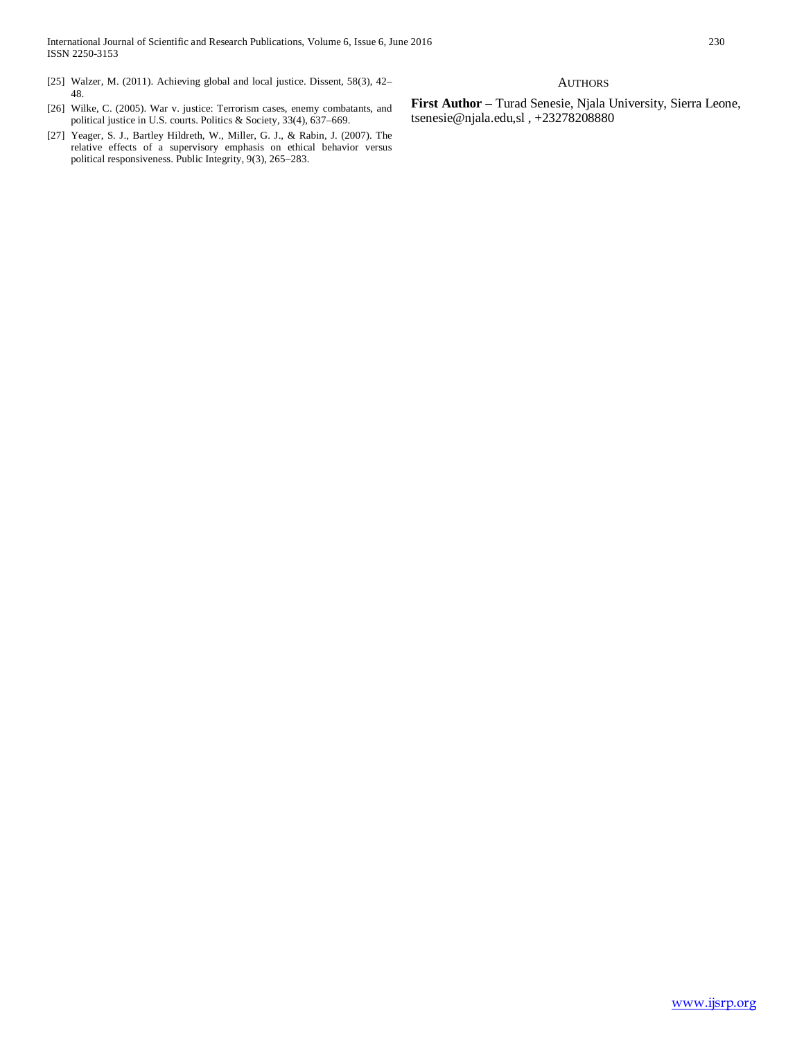[25] Walzer, M. (2011). Achieving global and local justice. Dissent, 58(3), 42–48.

[26] Wilke, C. (2005). War v. justice: Terrorism cases, enemy combatants, and political justice in U.S. courts. Politics & Society, 33(4), 637–669.

[27] Yeager, S. J., Bartley Hildreth, W., Miller, G. J., & Rabin, J. (2007). The relative effects of a supervisory emphasis on ethical behavior versus political responsiveness. Public Integrity, 9(3), 265–283.

## AUTHORS

**First Author** – Turad Senesie, Njala University, Sierra Leone, tsenesie@njala.edu,sl , +23278208880